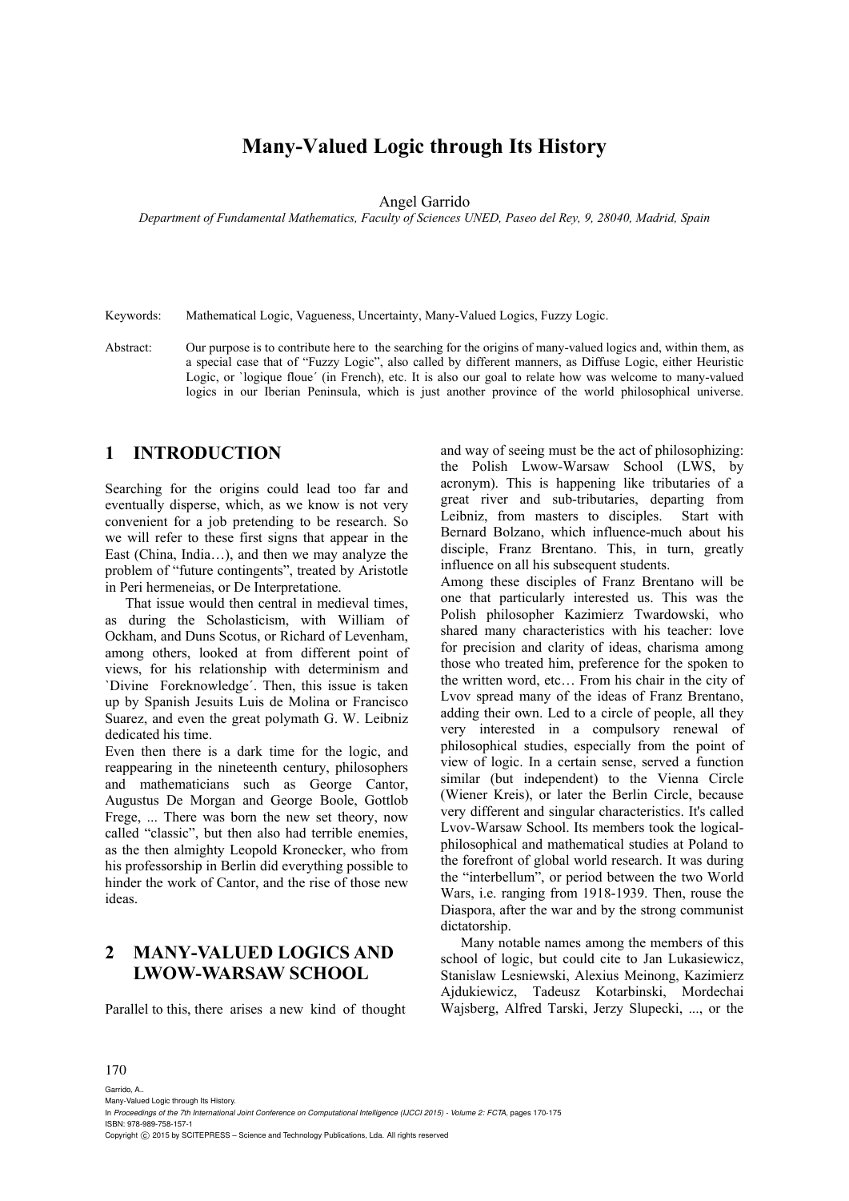# Many-Valued Logic through Its History

Angel Garrido

*Department of Fundamental Mathematics, Faculty of Sciences UNED, Paseo del Rey, 9, 28040, Madrid, Spain*

Keywords: Mathematical Logic, Vagueness, Uncertainty, Many-Valued Logics, Fuzzy Logic.

Abstract: Our purpose is to contribute here to the searching for the origins of many-valued logics and, within them, as a special case that of "Fuzzy Logic", also called by different manners, as Diffuse Logic, either Heuristic Logic, or `logique floue´ (in French), etc. It is also our goal to relate how was welcome to many-valued logics in our Iberian Peninsula, which is just another province of the world philosophical universe.

## 1 INTRODUCTION

Searching for the origins could lead too far and eventually disperse, which, as we know is not very convenient for a job pretending to be research. So we will refer to these first signs that appear in the East (China, India…), and then we may analyze the problem of "future contingents", treated by Aristotle in Peri hermeneias, or De Interpretatione.

That issue would then central in medieval times, as during the Scholasticism, with William of Ockham, and Duns Scotus, or Richard of Levenham, among others, looked at from different point of views, for his relationship with determinism and `Divine Foreknowledge´. Then, this issue is taken up by Spanish Jesuits Luis de Molina or Francisco Suarez, and even the great polymath G. W. Leibniz dedicated his time.

Even then there is a dark time for the logic, and reappearing in the nineteenth century, philosophers and mathematicians such as George Cantor, Augustus De Morgan and George Boole, Gottlob Frege, ... There was born the new set theory, now called "classic", but then also had terrible enemies, as the then almighty Leopold Kronecker, who from his professorship in Berlin did everything possible to hinder the work of Cantor, and the rise of those new ideas.

## 2 MANY-VALUED LOGICS AND LWOW-WARSAW SCHOOL

Parallel to this, there arises a new kind of thought and way of seeing must be the act of philosophizing: the Polish Lwow-Warsaw School (LWS, by acronym). This is happening like tributaries of a great river and sub-tributaries, departing from Leibniz, from masters to disciples. Start with Bernard Bolzano, which influence-much about his disciple, Franz Brentano. This, in turn, greatly influence on all his subsequent students.

Among these disciples of Franz Brentano will be one that particularly interested us. This was the Polish philosopher Kazimierz Twardowski, who shared many characteristics with his teacher: love for precision and clarity of ideas, charisma among those who treated him, preference for the spoken to the written word, etc… From his chair in the city of Lvov spread many of the ideas of Franz Brentano, adding their own. Led to a circle of people, all they very interested in a compulsory renewal of philosophical studies, especially from the point of view of logic. In a certain sense, served a function similar (but independent) to the Vienna Circle (Wiener Kreis), or later the Berlin Circle, because very different and singular characteristics. It's called Lvov-Warsaw School. Its members took the logical-philosophical and mathematical studies at Poland to the forefront of global world research. It was during the "interbellum", or period between the two World Wars, i.e. ranging from 1918-1939. Then, rouse the Diaspora, after the war and by the strong communist dictatorship.

Many notable names among the members of this school of logic, but could cite to Jan Lukasiewicz, Stanislaw Lesniewski, Alexius Meinong, Kazimierz Ajdukiewicz, Tadeusz Kotarbinski, Mordechai Wajsberg, Alfred Tarski, Jerzy Slupecki, ..., or the

Garrido, A..
Many-Valued Logic through Its History.
In *Proceedings of the 7th International Joint Conference on Computational Intelligence (IJCCI 2015) - Volume 2: FCTA*, pages 170-175
ISBN: 978-989-758-157-1
Copyright © 2015 by SCITEPRESS – Science and Technology Publications, Lda. All rights reserved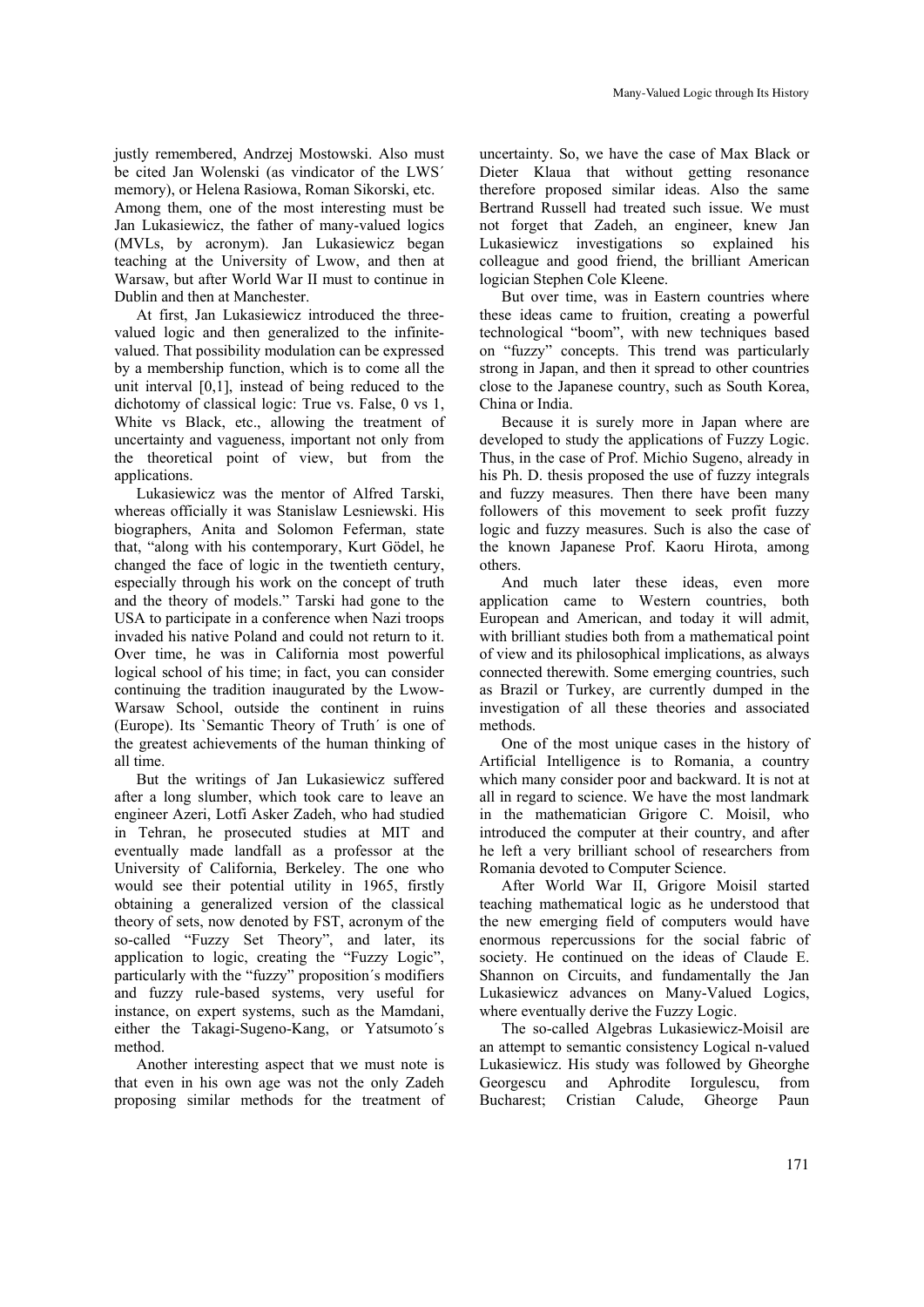justly remembered, Andrzej Mostowski. Also must be cited Jan Wolenski (as vindicator of the LWS´ memory), or Helena Rasiowa, Roman Sikorski, etc. Among them, one of the most interesting must be Jan Lukasiewicz, the father of many-valued logics (MVLs, by acronym). Jan Lukasiewicz began teaching at the University of Lwow, and then at Warsaw, but after World War II must to continue in Dublin and then at Manchester.

At first, Jan Lukasiewicz introduced the three-valued logic and then generalized to the infinite-valued. That possibility modulation can be expressed by a membership function, which is to come all the unit interval [0,1], instead of being reduced to the dichotomy of classical logic: True vs. False, 0 vs 1, White vs Black, etc., allowing the treatment of uncertainty and vagueness, important not only from the theoretical point of view, but from the applications.

Lukasiewicz was the mentor of Alfred Tarski, whereas officially it was Stanislaw Lesniewski. His biographers, Anita and Solomon Feferman, state that, "along with his contemporary, Kurt Gödel, he changed the face of logic in the twentieth century, especially through his work on the concept of truth and the theory of models." Tarski had gone to the USA to participate in a conference when Nazi troops invaded his native Poland and could not return to it. Over time, he was in California most powerful logical school of his time; in fact, you can consider continuing the tradition inaugurated by the Lwow-Warsaw School, outside the continent in ruins (Europe). Its `Semantic Theory of Truth´ is one of the greatest achievements of the human thinking of all time.

But the writings of Jan Lukasiewicz suffered after a long slumber, which took care to leave an engineer Azeri, Lotfi Asker Zadeh, who had studied in Tehran, he prosecuted studies at MIT and eventually made landfall as a professor at the University of California, Berkeley. The one who would see their potential utility in 1965, firstly obtaining a generalized version of the classical theory of sets, now denoted by FST, acronym of the so-called "Fuzzy Set Theory", and later, its application to logic, creating the "Fuzzy Logic", particularly with the "fuzzy" proposition´s modifiers and fuzzy rule-based systems, very useful for instance, on expert systems, such as the Mamdani, either the Takagi-Sugeno-Kang, or Yatsumoto´s method.

Another interesting aspect that we must note is that even in his own age was not the only Zadeh proposing similar methods for the treatment of uncertainty. So, we have the case of Max Black or Dieter Klaua that without getting resonance therefore proposed similar ideas. Also the same Bertrand Russell had treated such issue. We must not forget that Zadeh, an engineer, knew Jan Lukasiewicz investigations so explained his colleague and good friend, the brilliant American logician Stephen Cole Kleene.

But over time, was in Eastern countries where these ideas came to fruition, creating a powerful technological "boom", with new techniques based on "fuzzy" concepts. This trend was particularly strong in Japan, and then it spread to other countries close to the Japanese country, such as South Korea, China or India.

Because it is surely more in Japan where are developed to study the applications of Fuzzy Logic. Thus, in the case of Prof. Michio Sugeno, already in his Ph. D. thesis proposed the use of fuzzy integrals and fuzzy measures. Then there have been many followers of this movement to seek profit fuzzy logic and fuzzy measures. Such is also the case of the known Japanese Prof. Kaoru Hirota, among others.

And much later these ideas, even more application came to Western countries, both European and American, and today it will admit, with brilliant studies both from a mathematical point of view and its philosophical implications, as always connected therewith. Some emerging countries, such as Brazil or Turkey, are currently dumped in the investigation of all these theories and associated methods.

One of the most unique cases in the history of Artificial Intelligence is to Romania, a country which many consider poor and backward. It is not at all in regard to science. We have the most landmark in the mathematician Grigore C. Moisil, who introduced the computer at their country, and after he left a very brilliant school of researchers from Romania devoted to Computer Science.

After World War II, Grigore Moisil started teaching mathematical logic as he understood that the new emerging field of computers would have enormous repercussions for the social fabric of society. He continued on the ideas of Claude E. Shannon on Circuits, and fundamentally the Jan Lukasiewicz advances on Many-Valued Logics, where eventually derive the Fuzzy Logic.

The so-called Algebras Lukasiewicz-Moisil are an attempt to semantic consistency Logical n-valued Lukasiewicz. His study was followed by Gheorghe Georgescu and Aphrodite Iorgulescu, from Bucharest; Cristian Calude, Gheorge Paun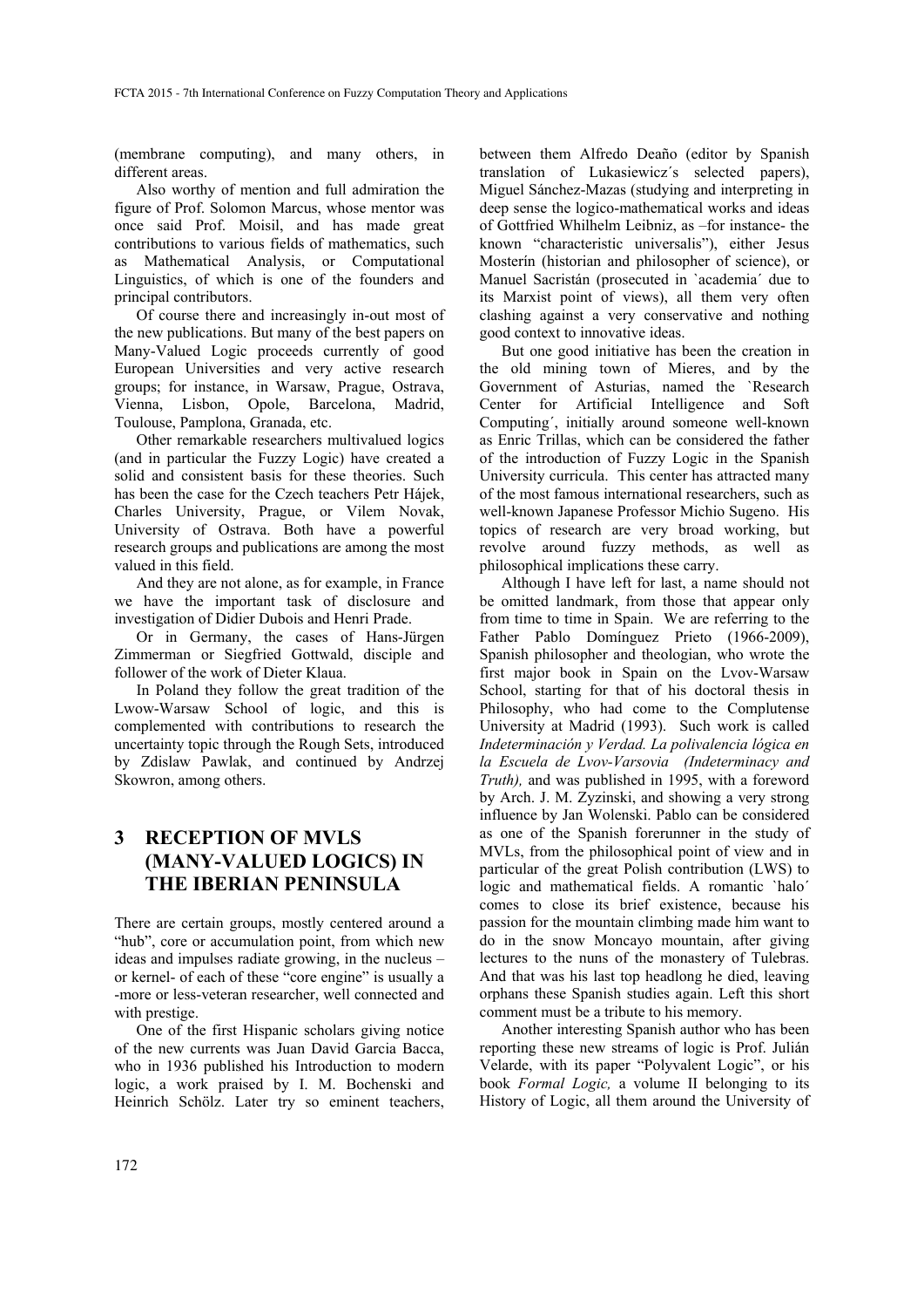(membrane computing), and many others, in different areas.

Also worthy of mention and full admiration the figure of Prof. Solomon Marcus, whose mentor was once said Prof. Moisil, and has made great contributions to various fields of mathematics, such as Mathematical Analysis, or Computational Linguistics, of which is one of the founders and principal contributors.

Of course there and increasingly in-out most of the new publications. But many of the best papers on Many-Valued Logic proceeds currently of good European Universities and very active research groups; for instance, in Warsaw, Prague, Ostrava, Vienna, Lisbon, Opole, Barcelona, Madrid, Toulouse, Pamplona, Granada, etc.

Other remarkable researchers multivalued logics (and in particular the Fuzzy Logic) have created a solid and consistent basis for these theories. Such has been the case for the Czech teachers Petr Hájek, Charles University, Prague, or Vilem Novak, University of Ostrava. Both have a powerful research groups and publications are among the most valued in this field.

And they are not alone, as for example, in France we have the important task of disclosure and investigation of Didier Dubois and Henri Prade.

Or in Germany, the cases of Hans-Jürgen Zimmerman or Siegfried Gottwald, disciple and follower of the work of Dieter Klaua.

In Poland they follow the great tradition of the Lwow-Warsaw School of logic, and this is complemented with contributions to research the uncertainty topic through the Rough Sets, introduced by Zdislaw Pawlak, and continued by Andrzej Skowron, among others.

# 3 RECEPTION OF MVLS (MANY-VALUED LOGICS) IN THE IBERIAN PENINSULA

There are certain groups, mostly centered around a "hub", core or accumulation point, from which new ideas and impulses radiate growing, in the nucleus – or kernel- of each of these "core engine" is usually a -more or less-veteran researcher, well connected and with prestige.

One of the first Hispanic scholars giving notice of the new currents was Juan David Garcia Bacca, who in 1936 published his Introduction to modern logic, a work praised by I. M. Bochenski and Heinrich Schölz. Later try so eminent teachers, between them Alfredo Deaño (editor by Spanish translation of Lukasiewicz´s selected papers), Miguel Sánchez-Mazas (studying and interpreting in deep sense the logico-mathematical works and ideas of Gottfried Whilhelm Leibniz, as –for instance- the known "characteristic universalis"), either Jesus Mosterín (historian and philosopher of science), or Manuel Sacristán (prosecuted in `academia´ due to its Marxist point of views), all them very often clashing against a very conservative and nothing good context to innovative ideas.

But one good initiative has been the creation in the old mining town of Mieres, and by the Government of Asturias, named the `Research Center for Artificial Intelligence and Soft Computing´, initially around someone well-known as Enric Trillas, which can be considered the father of the introduction of Fuzzy Logic in the Spanish University curricula. This center has attracted many of the most famous international researchers, such as well-known Japanese Professor Michio Sugeno. His topics of research are very broad working, but revolve around fuzzy methods, as well as philosophical implications these carry.

Although I have left for last, a name should not be omitted landmark, from those that appear only from time to time in Spain. We are referring to the Father Pablo Domínguez Prieto (1966-2009), Spanish philosopher and theologian, who wrote the first major book in Spain on the Lvov-Warsaw School, starting for that of his doctoral thesis in Philosophy, who had come to the Complutense University at Madrid (1993). Such work is called *Indeterminación y Verdad. La polivalencia lógica en la Escuela de Lvov-Varsovia (Indeterminacy and Truth),* and was published in 1995, with a foreword by Arch. J. M. Zyzinski, and showing a very strong influence by Jan Wolenski. Pablo can be considered as one of the Spanish forerunner in the study of MVLs, from the philosophical point of view and in particular of the great Polish contribution (LWS) to logic and mathematical fields. A romantic `halo´ comes to close its brief existence, because his passion for the mountain climbing made him want to do in the snow Moncayo mountain, after giving lectures to the nuns of the monastery of Tulebras. And that was his last top headlong he died, leaving orphans these Spanish studies again. Left this short comment must be a tribute to his memory.

Another interesting Spanish author who has been reporting these new streams of logic is Prof. Julián Velarde, with its paper "Polyvalent Logic", or his book *Formal Logic,* a volume II belonging to its History of Logic, all them around the University of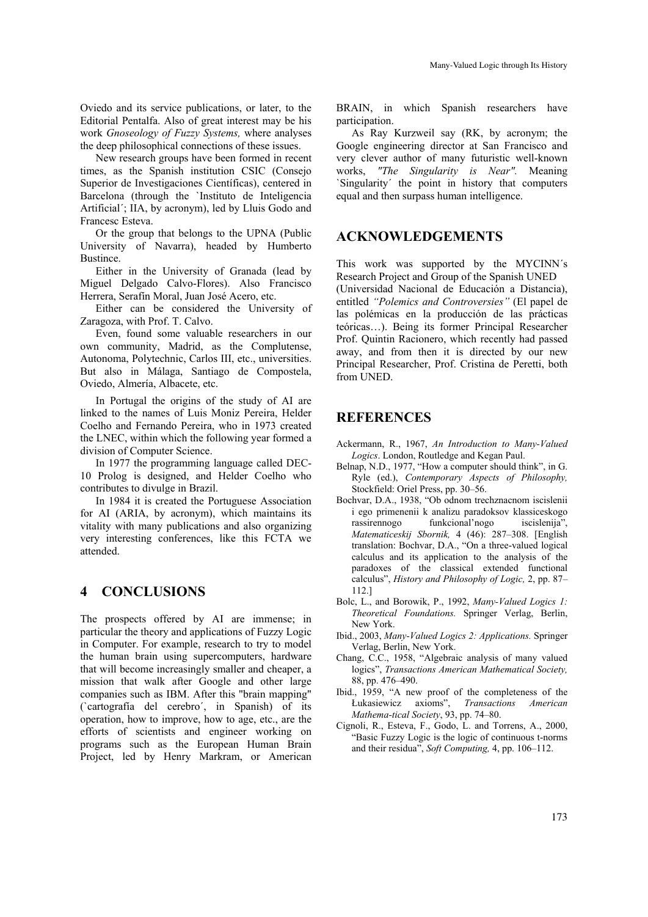Oviedo and its service publications, or later, to the Editorial Pentalfa. Also of great interest may be his work *Gnoseology of Fuzzy Systems,* where analyses the deep philosophical connections of these issues.

New research groups have been formed in recent times, as the Spanish institution CSIC (Consejo Superior de Investigaciones Científicas), centered in Barcelona (through the `Instituto de Inteligencia Artificial´; IIA, by acronym), led by Lluis Godo and Francesc Esteva.

Or the group that belongs to the UPNA (Public University of Navarra), headed by Humberto Bustince.

Either in the University of Granada (lead by Miguel Delgado Calvo-Flores). Also Francisco Herrera, Serafín Moral, Juan José Acero, etc.

Either can be considered the University of Zaragoza, with Prof. T. Calvo.

Even, found some valuable researchers in our own community, Madrid, as the Complutense, Autonoma, Polytechnic, Carlos III, etc., universities. But also in Málaga, Santiago de Compostela, Oviedo, Almería, Albacete, etc.

In Portugal the origins of the study of AI are linked to the names of Luis Moniz Pereira, Helder Coelho and Fernando Pereira, who in 1973 created the LNEC, within which the following year formed a division of Computer Science.

In 1977 the programming language called DEC-10 Prolog is designed, and Helder Coelho who contributes to divulge in Brazil.

In 1984 it is created the Portuguese Association for AI (ARIA, by acronym), which maintains its vitality with many publications and also organizing very interesting conferences, like this FCTA we attended.

## 4 CONCLUSIONS

The prospects offered by AI are immense; in particular the theory and applications of Fuzzy Logic in Computer. For example, research to try to model the human brain using supercomputers, hardware that will become increasingly smaller and cheaper, a mission that walk after Google and other large companies such as IBM. After this "brain mapping" (`cartografía del cerebro´, in Spanish) of its operation, how to improve, how to age, etc., are the efforts of scientists and engineer working on programs such as the European Human Brain Project, led by Henry Markram, or American BRAIN, in which Spanish researchers have participation.

As Ray Kurzweil say (RK, by acronym; the Google engineering director at San Francisco and very clever author of many futuristic well-known works, *"The Singularity is Near".* Meaning `Singularity´ the point in history that computers equal and then surpass human intelligence.

## ACKNOWLEDGEMENTS

This work was supported by the MYCINN´s Research Project and Group of the Spanish UNED (Universidad Nacional de Educación a Distancia), entitled *"Polemics and Controversies"* (El papel de las polémicas en la producción de las prácticas teóricas…). Being its former Principal Researcher Prof. Quintin Racionero, which recently had passed away, and from then it is directed by our new Principal Researcher, Prof. Cristina de Peretti, both from UNED.

## REFERENCES

Ackermann, R., 1967, *An Introduction to Many-Valued Logics*. London, Routledge and Kegan Paul.

Belnap, N.D., 1977, "How a computer should think", in G. Ryle (ed.), *Contemporary Aspects of Philosophy,* Stockfield: Oriel Press, pp. 30–56.

Bochvar, D.A., 1938, "Ob odnom trechznacnom iscislenii i ego primenenii k analizu paradoksov klassiceskogo rassirennogo funkcional'nogo iscislenija", *Matematiceskij Sbornik,* 4 (46): 287–308. [English translation: Bochvar, D.A., "On a three-valued logical calculus and its application to the analysis of the paradoxes of the classical extended functional calculus", *History and Philosophy of Logic,* 2, pp. 87–112.]

Bolc, L., and Borowik, P., 1992, *Many-Valued Logics 1: Theoretical Foundations.* Springer Verlag, Berlin, New York.

Ibid., 2003, *Many-Valued Logics 2: Applications.* Springer Verlag, Berlin, New York.

Chang, C.C., 1958, "Algebraic analysis of many valued logics", *Transactions American Mathematical Society,* 88, pp. 476–490.

Ibid., 1959, "A new proof of the completeness of the Łukasiewicz axioms", *Transactions American Mathema-tical Society*, 93, pp. 74–80.

Cignoli, R., Esteva, F., Godo, L. and Torrens, A., 2000, "Basic Fuzzy Logic is the logic of continuous t-norms and their residua", *Soft Computing,* 4, pp. 106–112.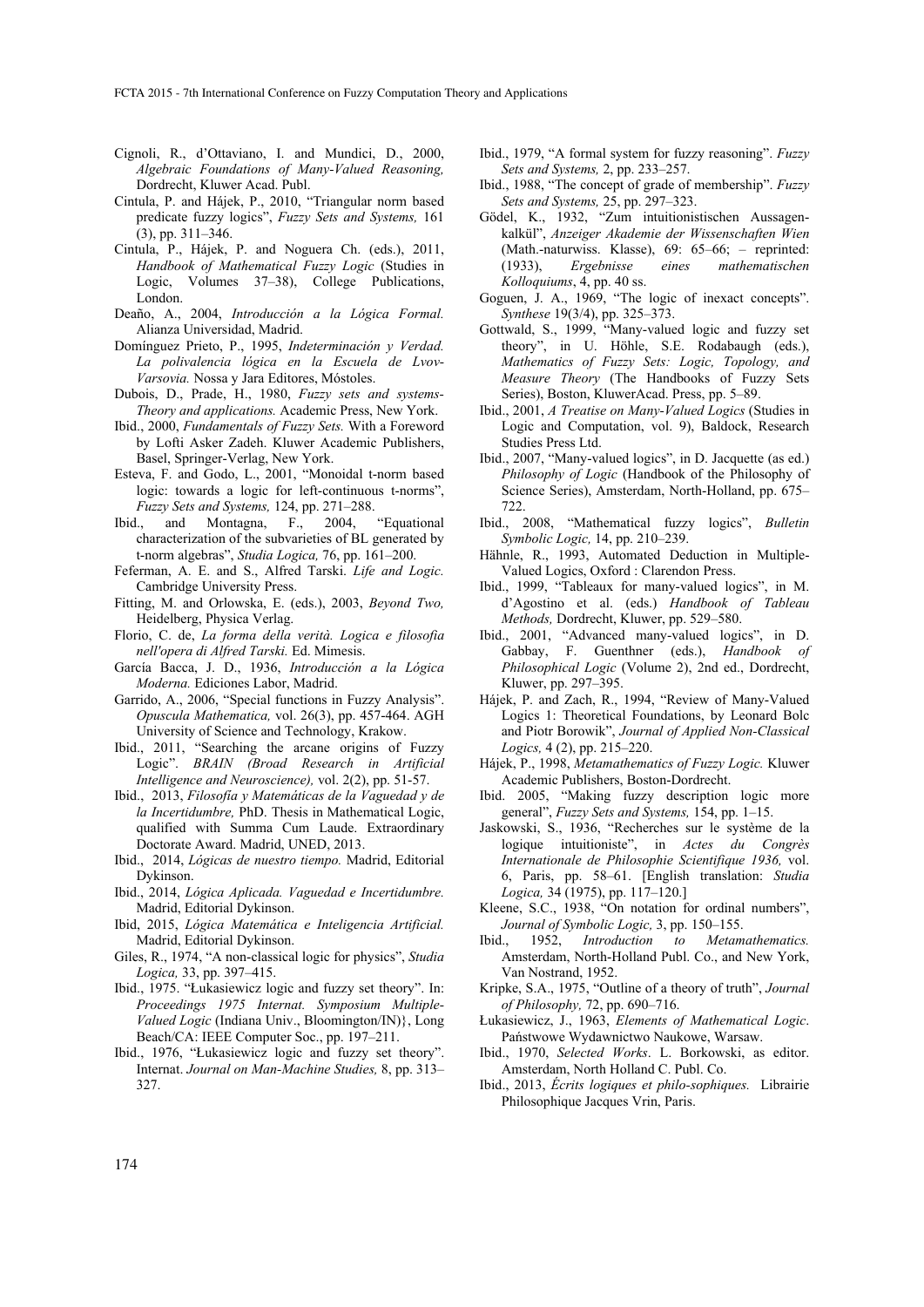Cignoli, R., d'Ottaviano, I. and Mundici, D., 2000, *Algebraic Foundations of Many-Valued Reasoning,* Dordrecht, Kluwer Acad. Publ.

Cintula, P. and Hájek, P., 2010, "Triangular norm based predicate fuzzy logics", *Fuzzy Sets and Systems,* 161 (3), pp. 311–346.

Cintula, P., Hájek, P. and Noguera Ch. (eds.), 2011, *Handbook of Mathematical Fuzzy Logic* (Studies in Logic, Volumes 37–38), College Publications, London.

Deaño, A., 2004, *Introducción a la Lógica Formal.* Alianza Universidad, Madrid.

Domínguez Prieto, P., 1995, *Indeterminación y Verdad. La polivalencia lógica en la Escuela de Lvov-Varsovia.* Nossa y Jara Editores, Móstoles.

Dubois, D., Prade, H., 1980, *Fuzzy sets and systems-Theory and applications.* Academic Press, New York.

Ibid., 2000, *Fundamentals of Fuzzy Sets.* With a Foreword by Lofti Asker Zadeh. Kluwer Academic Publishers, Basel, Springer-Verlag, New York.

Esteva, F. and Godo, L., 2001, "Monoidal t-norm based logic: towards a logic for left-continuous t-norms", *Fuzzy Sets and Systems,* 124, pp. 271–288.

Ibid., and Montagna, F., 2004, "Equational characterization of the subvarieties of BL generated by t-norm algebras", *Studia Logica,* 76, pp. 161–200.

Feferman, A. E. and S., Alfred Tarski. *Life and Logic.* Cambridge University Press.

Fitting, M. and Orlowska, E. (eds.), 2003, *Beyond Two,* Heidelberg, Physica Verlag.

Florio, C. de, *La forma della verità. Logica e filosofia nell'opera di Alfred Tarski.* Ed. Mimesis.

García Bacca, J. D., 1936, *Introducción a la Lógica Moderna.* Ediciones Labor, Madrid.

Garrido, A., 2006, "Special functions in Fuzzy Analysis". *Opuscula Mathematica,* vol. 26(3), pp. 457-464. AGH University of Science and Technology, Krakow.

Ibid., 2011, "Searching the arcane origins of Fuzzy Logic". *BRAIN (Broad Research in Artificial Intelligence and Neuroscience),* vol. 2(2), pp. 51-57.

Ibid., 2013, *Filosofía y Matemáticas de la Vaguedad y de la Incertidumbre,* PhD. Thesis in Mathematical Logic, qualified with Summa Cum Laude. Extraordinary Doctorate Award. Madrid, UNED, 2013.

Ibid., 2014, *Lógicas de nuestro tiempo.* Madrid, Editorial Dykinson.

Ibid., 2014, *Lógica Aplicada. Vaguedad e Incertidumbre.* Madrid, Editorial Dykinson.

Ibid, 2015, *Lógica Matemática e Inteligencia Artificial.* Madrid, Editorial Dykinson.

Giles, R., 1974, "A non-classical logic for physics", *Studia Logica,* 33, pp. 397–415.

Ibid., 1975. "Łukasiewicz logic and fuzzy set theory". In: *Proceedings 1975 Internat. Symposium Multiple-Valued Logic* (Indiana Univ., Bloomington/IN)}, Long Beach/CA: IEEE Computer Soc., pp. 197–211.

Ibid., 1976, "Łukasiewicz logic and fuzzy set theory". Internat. *Journal on Man-Machine Studies,* 8, pp. 313–327.

Ibid., 1979, "A formal system for fuzzy reasoning". *Fuzzy Sets and Systems,* 2, pp. 233–257.

Ibid., 1988, "The concept of grade of membership". *Fuzzy Sets and Systems,* 25, pp. 297–323.

Gödel, K., 1932, "Zum intuitionistischen Aussagenkalkül", *Anzeiger Akademie der Wissenschaften Wien* (Math.-naturwiss. Klasse), 69: 65–66; – reprinted: (1933), *Ergebnisse eines mathematischen Kolloquiums*, 4, pp. 40 ss.

Goguen, J. A., 1969, "The logic of inexact concepts". *Synthese* 19(3/4), pp. 325–373.

Gottwald, S., 1999, "Many-valued logic and fuzzy set theory", in U. Höhle, S.E. Rodabaugh (eds.), *Mathematics of Fuzzy Sets: Logic, Topology, and Measure Theory* (The Handbooks of Fuzzy Sets Series), Boston, KluwerAcad. Press, pp. 5–89.

Ibid., 2001, *A Treatise on Many-Valued Logics* (Studies in Logic and Computation, vol. 9), Baldock, Research Studies Press Ltd.

Ibid., 2007, "Many-valued logics", in D. Jacquette (as ed.) *Philosophy of Logic* (Handbook of the Philosophy of Science Series), Amsterdam, North-Holland, pp. 675–722.

Ibid., 2008, "Mathematical fuzzy logics", *Bulletin Symbolic Logic,* 14, pp. 210–239.

Hähnle, R., 1993, Automated Deduction in Multiple-Valued Logics, Oxford : Clarendon Press.

Ibid., 1999, "Tableaux for many-valued logics", in M. d'Agostino et al. (eds.) *Handbook of Tableau Methods,* Dordrecht, Kluwer, pp. 529–580.

Ibid., 2001, "Advanced many-valued logics", in D. Gabbay, F. Guenthner (eds.), *Handbook of Philosophical Logic* (Volume 2), 2nd ed., Dordrecht, Kluwer, pp. 297–395.

Hájek, P. and Zach, R., 1994, "Review of Many-Valued Logics 1: Theoretical Foundations, by Leonard Bolc and Piotr Borowik", *Journal of Applied Non-Classical Logics,* 4 (2), pp. 215–220.

Hájek, P., 1998, *Metamathematics of Fuzzy Logic.* Kluwer Academic Publishers, Boston-Dordrecht.

Ibid. 2005, "Making fuzzy description logic more general", *Fuzzy Sets and Systems,* 154, pp. 1–15.

Jaskowski, S., 1936, "Recherches sur le système de la logique intuitioniste", in *Actes du Congrès Internationale de Philosophie Scientifique 1936,* vol. 6, Paris, pp. 58–61. [English translation: *Studia Logica,* 34 (1975), pp. 117–120.]

Kleene, S.C., 1938, "On notation for ordinal numbers", *Journal of Symbolic Logic,* 3, pp. 150–155.

Ibid., 1952, *Introduction to Metamathematics.* Amsterdam, North-Holland Publ. Co., and New York, Van Nostrand, 1952.

Kripke, S.A., 1975, "Outline of a theory of truth", *Journal of Philosophy,* 72, pp. 690–716.

Łukasiewicz, J., 1963, *Elements of Mathematical Logic*. Państwowe Wydawnictwo Naukowe, Warsaw.

Ibid., 1970, *Selected Works*. L. Borkowski, as editor. Amsterdam, North Holland C. Publ. Co.

Ibid., 2013, *Écrits logiques et philo-sophiques.* Librairie Philosophique Jacques Vrin, Paris.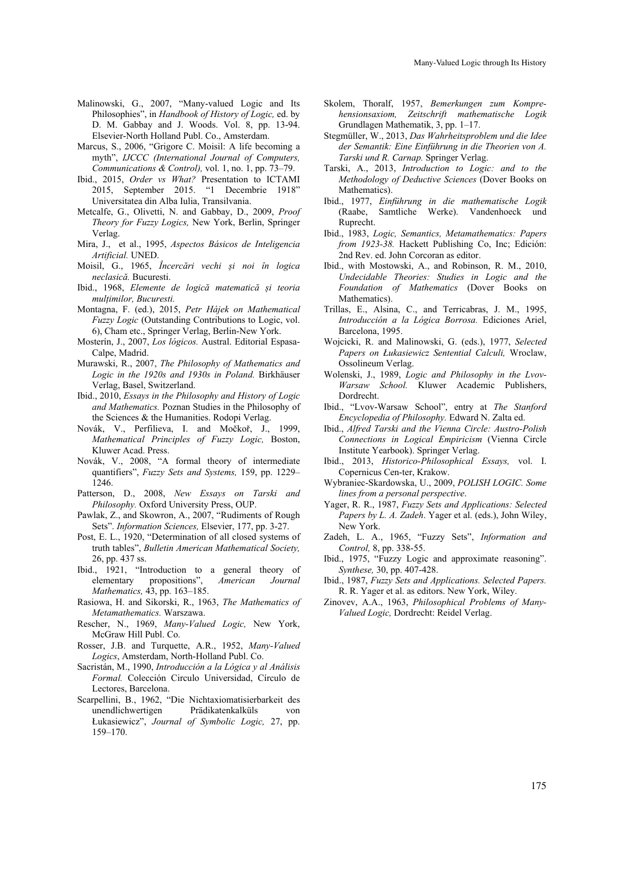Malinowski, G., 2007, "Many-valued Logic and Its Philosophies", in *Handbook of History of Logic,* ed. by D. M. Gabbay and J. Woods. Vol. 8, pp. 13-94. Elsevier-North Holland Publ. Co., Amsterdam.

Marcus, S., 2006, "Grigore C. Moisil: A life becoming a myth", *IJCCC (International Journal of Computers, Communications & Control),* vol. 1, no. 1, pp. 73–79.

Ibid., 2015, *Order vs What?* Presentation to ICTAMI 2015, September 2015. "1 Decembrie 1918" Universitatea din Alba Iulia, Transilvania.

Metcalfe, G., Olivetti, N. and Gabbay, D., 2009, *Proof Theory for Fuzzy Logics,* New York, Berlin, Springer Verlag.

Mira, J., et al., 1995, *Aspectos Básicos de Inteligencia Artificial.* UNED.

Moisil, G., 1965, *Încercări vechi și noi în logica neclasică.* Bucuresti.

Ibid., 1968, *Elemente de logică matematică și teoria mulțimilor, Bucuresti.*

Montagna, F. (ed.), 2015, *Petr Hájek on Mathematical Fuzzy Logic* (Outstanding Contributions to Logic, vol. 6), Cham etc., Springer Verlag, Berlin-New York.

Mosterín, J., 2007, *Los lógicos.* Austral. Editorial Espasa-Calpe, Madrid.

Murawski, R., 2007, *The Philosophy of Mathematics and Logic in the 1920s and 1930s in Poland.* Birkhäuser Verlag, Basel, Switzerland.

Ibid., 2010, *Essays in the Philosophy and History of Logic and Mathematics.* Poznan Studies in the Philosophy of the Sciences & the Humanities. Rodopi Verlag.

Novák, V., Perfilieva, I. and Močkoř, J., 1999, *Mathematical Principles of Fuzzy Logic,* Boston, Kluwer Acad. Press.

Novák, V., 2008, "A formal theory of intermediate quantifiers", *Fuzzy Sets and Systems,* 159, pp. 1229–1246.

Patterson, D., 2008, *New Essays on Tarski and Philosophy.* Oxford University Press, OUP.

Pawlak, Z., and Skowron, A., 2007, "Rudiments of Rough Sets". *Information Sciences,* Elsevier, 177, pp. 3-27.

Post, E. L., 1920, "Determination of all closed systems of truth tables", *Bulletin American Mathematical Society,* 26, pp. 437 ss.

Ibid., 1921, "Introduction to a general theory of elementary propositions", *American Journal Mathematics,* 43, pp. 163–185.

Rasiowa, H. and Sikorski, R., 1963, *The Mathematics of Metamathematics.* Warszawa.

Rescher, N., 1969, *Many-Valued Logic,* New York, McGraw Hill Publ. Co.

Rosser, J.B. and Turquette, A.R., 1952, *Many-Valued Logics*, Amsterdam, North-Holland Publ. Co.

Sacristán, M., 1990, *Introducción a la Lógica y al Análisis Formal.* Colección Círculo Universidad, Círculo de Lectores, Barcelona.

Scarpellini, B., 1962, "Die Nichtaxiomatisierbarkeit des unendlichwertigen Prädikatenkalküls von Łukasiewicz", *Journal of Symbolic Logic,* 27, pp. 159–170.

Skolem, Thoralf, 1957, *Bemerkungen zum Komprehensionsaxiom, Zeitschrift mathematische Logik* Grundlagen Mathematik, 3, pp. 1–17.

Stegmüller, W., 2013, *Das Wahrheitsproblem und die Idee der Semantik: Eine Einführung in die Theorien von A. Tarski und R. Carnap.* Springer Verlag.

Tarski, A., 2013, *Introduction to Logic: and to the Methodology of Deductive Sciences* (Dover Books on Mathematics).

Ibid., 1977, *Einführung in die mathematische Logik* (Raabe, Samtliche Werke). Vandenhoeck und Ruprecht.

Ibid., 1983, *Logic, Semantics, Metamathematics: Papers from 1923-38.* Hackett Publishing Co, Inc; Edición: 2nd Rev. ed. John Corcoran as editor.

Ibid., with Mostowski, A., and Robinson, R. M., 2010, *Undecidable Theories: Studies in Logic and the Foundation of Mathematics* (Dover Books on Mathematics).

Trillas, E., Alsina, C., and Terricabras, J. M., 1995, *Introducción a la Lógica Borrosa.* Ediciones Ariel, Barcelona, 1995.

Wojcicki, R. and Malinowski, G. (eds.), 1977, *Selected Papers on Łukasiewicz Sentential Calculi,* Wroclaw, Ossolineum Verlag.

Wolenski, J., 1989, *Logic and Philosophy in the Lvov-Warsaw School.* Kluwer Academic Publishers, Dordrecht.

Ibid., "Lvov-Warsaw School", entry at *The Stanford Encyclopedia of Philosophy.* Edward N. Zalta ed.

Ibid., *Alfred Tarski and the Vienna Circle: Austro-Polish Connections in Logical Empiricism* (Vienna Circle Institute Yearbook). Springer Verlag.

Ibid., 2013, *Historico-Philosophical Essays,* vol. I. Copernicus Cen-ter, Krakow.

Wybraniec-Skardowska, U., 2009, *POLISH LOGIC. Some lines from a personal perspective*.

Yager, R. R., 1987, *Fuzzy Sets and Applications: Selected Papers by L. A. Zadeh*. Yager et al. (eds.), John Wiley, New York.

Zadeh, L. A., 1965, "Fuzzy Sets", *Information and Control,* 8, pp. 338-55.

Ibid., 1975, "Fuzzy Logic and approximate reasoning". *Synthese,* 30, pp. 407-428.

Ibid., 1987, *Fuzzy Sets and Applications. Selected Papers.* R. R. Yager et al. as editors. New York, Wiley.

Zinovev, A.A., 1963, *Philosophical Problems of Many-Valued Logic,* Dordrecht: Reidel Verlag.